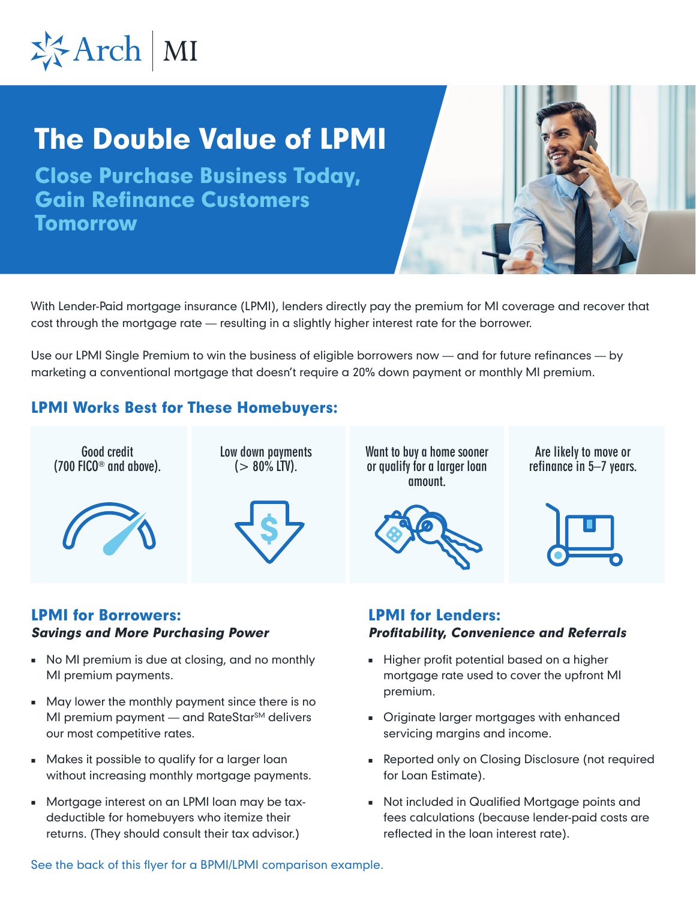Arch | MI

# The Double Value of LPMI

## Close Purchase Business Today, Gain Refinance Customers Tomorrow

With Lender-Paid mortgage insurance (LPMI), lenders directly pay the premium for MI coverage and recover that cost through the mortgage rate — resulting in a slightly higher interest rate for the borrower.

Use our LPMI Single Premium to win the business of eligible borrowers now — and for future refinances — by marketing a conventional mortgage that doesn't require a 20% down payment or monthly MI premium.

### LPMI Works Best for These Homebuyers:

- Good credit (700 FICO® and above).
- Low down payments (> 80% LTV).
- Want to buy a home sooner or qualify for a larger loan amount.
- Are likely to move or refinance in 5–7 years.

### LPMI for Borrowers:

***Savings and More Purchasing Power***

- No MI premium is due at closing, and no monthly MI premium payments.
- May lower the monthly payment since there is no MI premium payment — and RateStar℠ delivers our most competitive rates.
- Makes it possible to qualify for a larger loan without increasing monthly mortgage payments.
- Mortgage interest on an LPMI loan may be tax-deductible for homebuyers who itemize their returns. (They should consult their tax advisor.)

### LPMI for Lenders:

***Profitability, Convenience and Referrals***

- Higher profit potential based on a higher mortgage rate used to cover the upfront MI premium.
- Originate larger mortgages with enhanced servicing margins and income.
- Reported only on Closing Disclosure (not required for Loan Estimate).
- Not included in Qualified Mortgage points and fees calculations (because lender-paid costs are reflected in the loan interest rate).

See the back of this flyer for a BPMI/LPMI comparison example.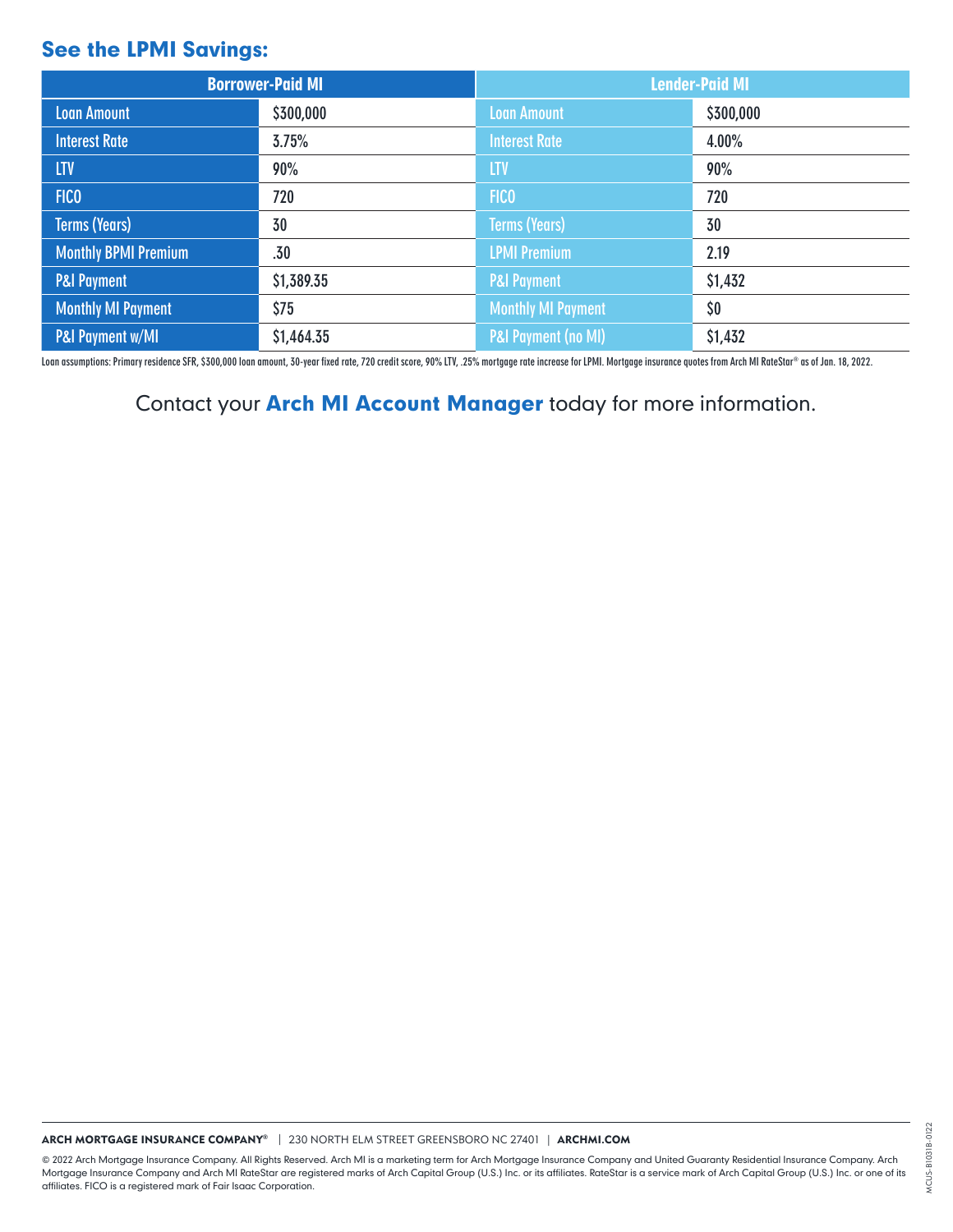## See the LPMI Savings:

| Borrower-Paid MI | | Lender-Paid MI | |
|---|---|---|---|
| Loan Amount | $300,000 | Loan Amount | $300,000 |
| Interest Rate | 3.75% | Interest Rate | 4.00% |
| LTV | 90% | LTV | 90% |
| FICO | 720 | FICO | 720 |
| Terms (Years) | 30 | Terms (Years) | 30 |
| Monthly BPMI Premium | .30 | LPMI Premium | 2.19 |
| P&I Payment | $1,389.35 | P&I Payment | $1,432 |
| Monthly MI Payment | $75 | Monthly MI Payment | $0 |
| P&I Payment w/MI | $1,464.35 | P&I Payment (no MI) | $1,432 |

Loan assumptions: Primary residence SFR, $300,000 loan amount, 30-year fixed rate, 720 credit score, 90% LTV, .25% mortgage rate increase for LPMI. Mortgage insurance quotes from Arch MI RateStar® as of Jan. 18, 2022.

Contact your **Arch MI Account Manager** today for more information.

**ARCH MORTGAGE INSURANCE COMPANY®** | 230 NORTH ELM STREET GREENSBORO NC 27401 | **ARCHMI.COM**

© 2022 Arch Mortgage Insurance Company. All Rights Reserved. Arch MI is a marketing term for Arch Mortgage Insurance Company and United Guaranty Residential Insurance Company. Arch Mortgage Insurance Company and Arch MI RateStar are registered marks of Arch Capital Group (U.S.) Inc. or its affiliates. RateStar is a service mark of Arch Capital Group (U.S.) Inc. or one of its affiliates. FICO is a registered mark of Fair Isaac Corporation.

MCUS-B1031B-0122